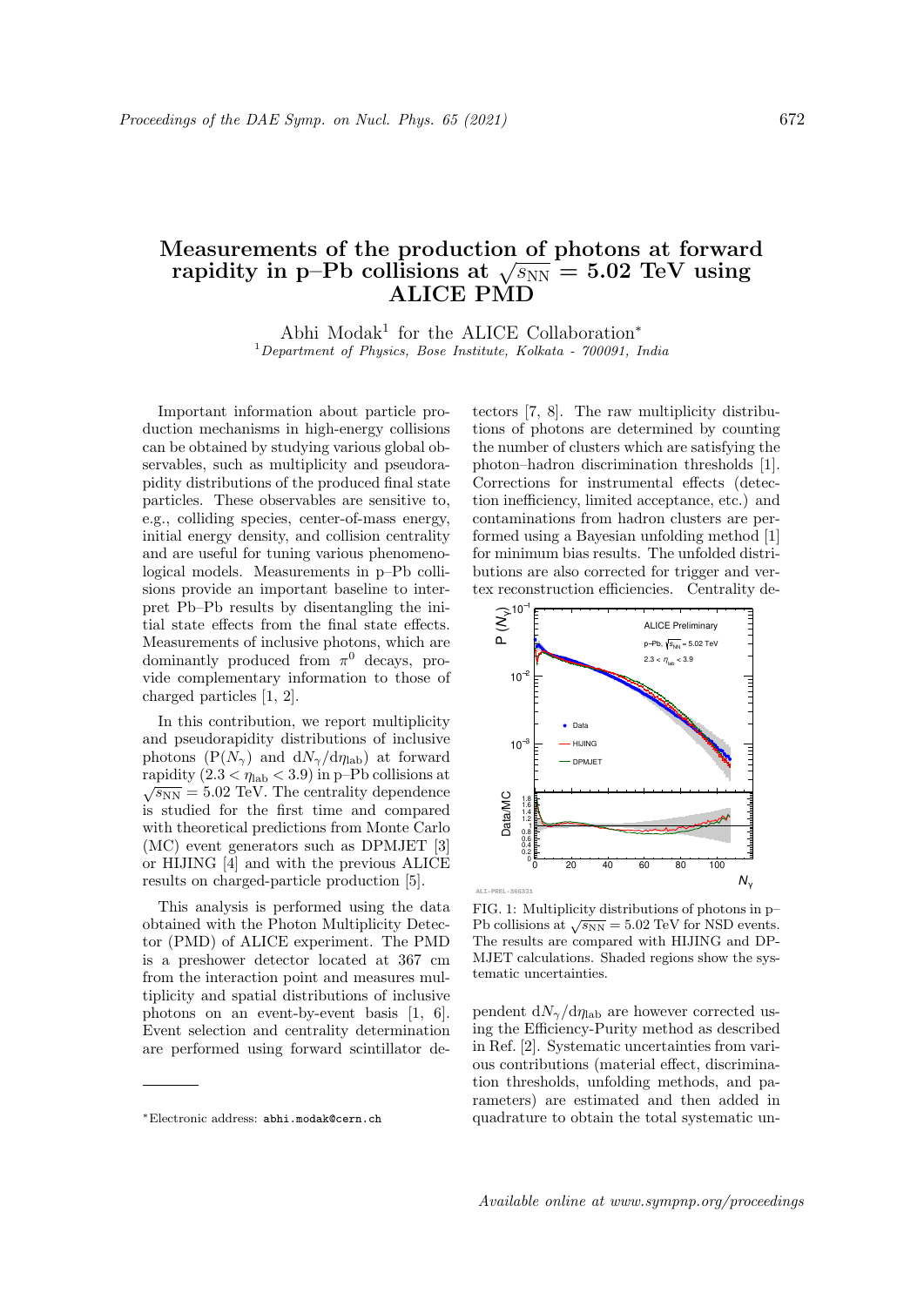# Measurements of the production of photons at forward rapidity in p–Pb collisions at $\sqrt{s_{\rm NN}} = 5.02$ TeV using ALICE PMD

Abhi Modak[1] for the ALICE Collaboration*

[1] *Department of Physics, Bose Institute, Kolkata - 700091, India*

Important information about particle production mechanisms in high-energy collisions can be obtained by studying various global observables, such as multiplicity and pseudorapidity distributions of the produced final state particles. These observables are sensitive to, e.g., colliding species, center-of-mass energy, initial energy density, and collision centrality and are useful for tuning various phenomenological models. Measurements in p–Pb collisions provide an important baseline to interpret Pb–Pb results by disentangling the initial state effects from the final state effects. Measurements of inclusive photons, which are dominantly produced from $\pi^0$ decays, provide complementary information to those of charged particles [1, 2].

In this contribution, we report multiplicity and pseudorapidity distributions of inclusive photons ($\mathrm{P}(N_\gamma)$ and $\mathrm{d}N_\gamma/\mathrm{d}\eta_{\rm lab}$) at forward rapidity ($2.3 < \eta_{\rm lab} < 3.9$) in p–Pb collisions at $\sqrt{s_{\rm NN}} = 5.02$ TeV. The centrality dependence is studied for the first time and compared with theoretical predictions from Monte Carlo (MC) event generators such as DPMJET [3] or HIJING [4] and with the previous ALICE results on charged-particle production [5].

This analysis is performed using the data obtained with the Photon Multiplicity Detector (PMD) of ALICE experiment. The PMD is a preshower detector located at 367 cm from the interaction point and measures multiplicity and spatial distributions of inclusive photons on an event-by-event basis [1, 6]. Event selection and centrality determination are performed using forward scintillator detectors [7, 8]. The raw multiplicity distributions of photons are determined by counting the number of clusters which are satisfying the photon–hadron discrimination thresholds [1]. Corrections for instrumental effects (detection inefficiency, limited acceptance, etc.) and contaminations from hadron clusters are performed using a Bayesian unfolding method [1] for minimum bias results. The unfolded distributions are also corrected for trigger and vertex reconstruction efficiencies. Centrality dependent $\mathrm{d}N_\gamma/\mathrm{d}\eta_{\rm lab}$ are however corrected using the Efficiency-Purity method as described in Ref. [2]. Systematic uncertainties from various contributions (material effect, discrimination thresholds, unfolding methods, and parameters) are estimated and then added in quadrature to obtain the total systematic un-

FIG. 1: Multiplicity distributions of photons in p–Pb collisions at $\sqrt{s_{\rm NN}} = 5.02$ TeV for NSD events. The results are compared with HIJING and DPMJET calculations. Shaded regions show the systematic uncertainties.

*Electronic address: abhi.modak@cern.ch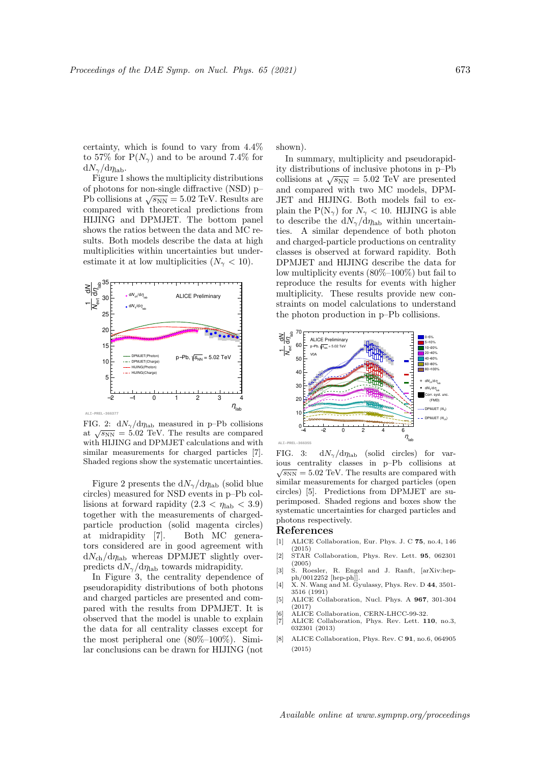certainty, which is found to vary from 4.4% to 57% for P($N_\gamma$) and to be around 7.4% for $\mathrm{d}N_\gamma/\mathrm{d}\eta_{\mathrm{lab}}$.

Figure 1 shows the multiplicity distributions of photons for non-single diffractive (NSD) p–Pb collisions at $\sqrt{s_{\mathrm{NN}}} = 5.02$ TeV. Results are compared with theoretical predictions from HIJING and DPMJET. The bottom panel shows the ratios between the data and MC results. Both models describe the data at high multiplicities within uncertainties but underestimate it at low multiplicities ($N_\gamma < 10$).

$\frac{1}{N_{\mathrm{evt}}}\frac{\mathrm{d}N}{\mathrm{d}\eta_{\mathrm{lab}}}$

35
30
25
20
15
10
5

$\mathrm{d}N_{\mathrm{ch}}/\mathrm{d}\eta_{\mathrm{lab}}$
$\mathrm{d}N_\gamma/\mathrm{d}\eta_{\mathrm{lab}}$

ALICE Preliminary

DPMJET(Photon)
DPMJET(Charge)
HIJING(Photon)
HIJING(Charge)

p–Pb, $\sqrt{s_{\mathrm{NN}}} = 5.02$ TeV

−2 −1 0 1 2 3 4

$\eta_{\mathrm{lab}}$

ALI-PREL-366377

FIG. 2: $\mathrm{d}N_\gamma/\mathrm{d}\eta_{\mathrm{lab}}$ measured in p–Pb collisions at $\sqrt{s_{\mathrm{NN}}} = 5.02$ TeV. The results are compared with HIJING and DPMJET calculations and with similar measurements for charged particles [7]. Shaded regions show the systematic uncertainties.

Figure 2 presents the $\mathrm{d}N_\gamma/\mathrm{d}\eta_{\mathrm{lab}}$ (solid blue circles) measured for NSD events in p–Pb collisions at forward rapidity ($2.3 < \eta_{\mathrm{lab}} < 3.9$) together with the measurements of charged-particle production (solid magenta circles) at midrapidity [7]. Both MC generators considered are in good agreement with $\mathrm{d}N_{\mathrm{ch}}/\mathrm{d}\eta_{\mathrm{lab}}$ whereas DPMJET slightly overpredicts $\mathrm{d}N_\gamma/\mathrm{d}\eta_{\mathrm{lab}}$ towards midrapidity.

In Figure 3, the centrality dependence of pseudorapidity distributions of both photons and charged particles are presented and compared with the results from DPMJET. It is observed that the model is unable to explain the data for all centrality classes except for the most peripheral one (80%–100%). Similar conclusions can be drawn for HIJING (not shown).

In summary, multiplicity and pseudorapidity distributions of inclusive photons in p–Pb collisions at $\sqrt{s_{\mathrm{NN}}} = 5.02$ TeV are presented and compared with two MC models, DPMJET and HIJING. Both models fail to explain the P($N_\gamma$) for $N_\gamma < 10$. HIJING is able to describe the $\mathrm{d}N_\gamma/\mathrm{d}\eta_{\mathrm{lab}}$ within uncertainties. A similar dependence of both photon and charged-particle productions on centrality classes is observed at forward rapidity. Both DPMJET and HIJING describe the data for low multiplicity events (80%–100%) but fail to reproduce the results for events with higher multiplicity. These results provide new constraints on model calculations to understand the photon production in p–Pb collisions.

$\frac{1}{N_{\mathrm{evt}}}\frac{\mathrm{d}N}{\mathrm{d}\eta_{\mathrm{lab}}}$

70
60
50
40
30
20
10
0

ALICE Preliminary
p–Pb, $\sqrt{s_{\mathrm{NN}}} = 5.02$ TeV
V0A

0–5%
5–10%
10–20%
20–40%
40–60%
60–80%
80–100%

$\mathrm{d}N_{\mathrm{ch}}/\mathrm{d}\eta_{\mathrm{lab}}$
$\mathrm{d}N_\gamma/\mathrm{d}\eta_{\mathrm{lab}}$
Corr. syst. unc. (FMD)

DPMJET ($N_\gamma$)
DPMJET ($N_{\mathrm{ch}}$)

−4 −2 0 2 4 6

$\eta_{\mathrm{lab}}$

ALI-PREL-366355

FIG. 3: $\mathrm{d}N_\gamma/\mathrm{d}\eta_{\mathrm{lab}}$ (solid circles) for various centrality classes in p–Pb collisions at $\sqrt{s_{\mathrm{NN}}} = 5.02$ TeV. The results are compared with similar measurements for charged particles (open circles) [5]. Predictions from DPMJET are superimposed. Shaded regions and boxes show the systematic uncertainties for charged particles and photons respectively.

## References

[1] ALICE Collaboration, Eur. Phys. J. C **75**, no.4, 146 (2015)

[2] STAR Collaboration, Phys. Rev. Lett. **95**, 062301 (2005)

[3] S. Roesler, R. Engel and J. Ranft, [arXiv:hep-ph/0012252 [hep-ph]].

[4] X. N. Wang and M. Gyulassy, Phys. Rev. D **44**, 3501-3516 (1991)

[5] ALICE Collaboration, Nucl. Phys. A **967**, 301-304 (2017)

[6] ALICE Collaboration, CERN-LHCC-99-32.

[7] ALICE Collaboration, Phys. Rev. Lett. **110**, no.3, 032301 (2013)

[8] ALICE Collaboration, Phys. Rev. C **91**, no.6, 064905 (2015)